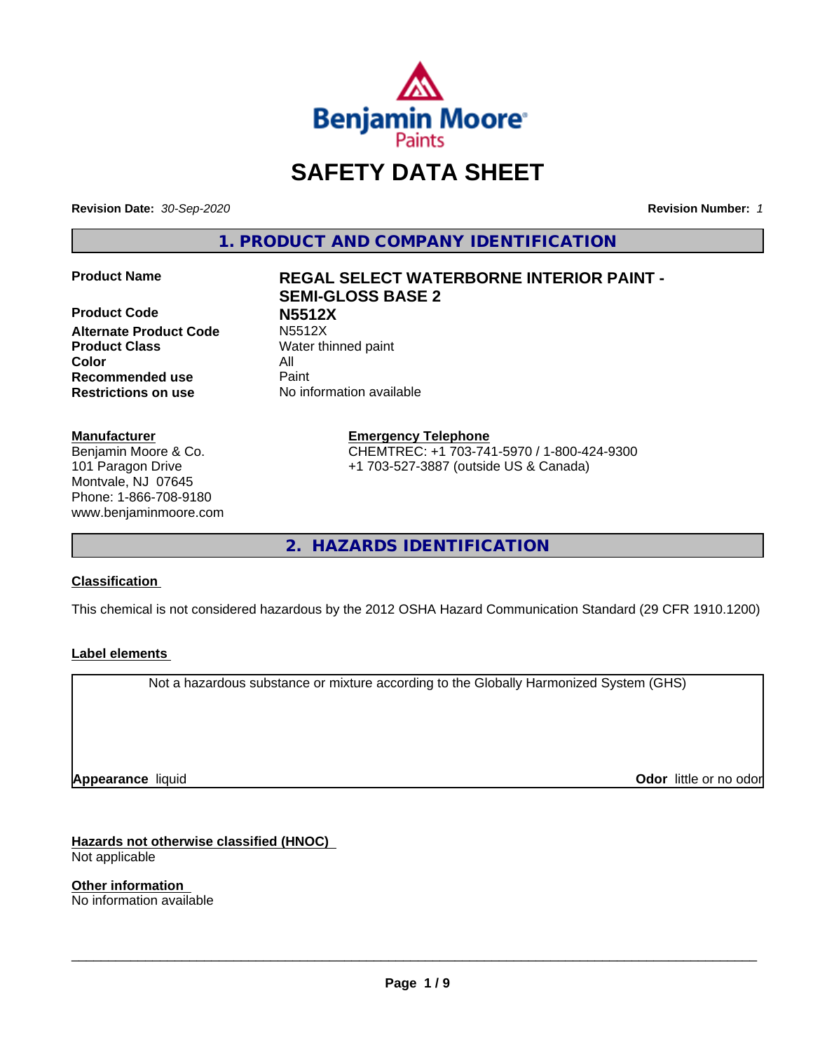Benjamin Moore Paints

# SAFETY DATA SHEET

**Revision Date:** *30-Sep-2020*

**Revision Number:** *1*

## 1. PRODUCT AND COMPANY IDENTIFICATION

| | |
|---|---|
| **Product Name** | **REGAL SELECT WATERBORNE INTERIOR PAINT - SEMI-GLOSS BASE 2** |
| **Product Code** | **N5512X** |
| **Alternate Product Code** | N5512X |
| **Product Class** | Water thinned paint |
| **Color** | All |
| **Recommended use** | Paint |
| **Restrictions on use** | No information available |

**Manufacturer**
Benjamin Moore & Co.
101 Paragon Drive
Montvale, NJ 07645
Phone: 1-866-708-9180
www.benjaminmoore.com

**Emergency Telephone**
CHEMTREC: +1 703-741-5970 / 1-800-424-9300
+1 703-527-3887 (outside US & Canada)

## 2. HAZARDS IDENTIFICATION

### Classification

This chemical is not considered hazardous by the 2012 OSHA Hazard Communication Standard (29 CFR 1910.1200)

### Label elements

Not a hazardous substance or mixture according to the Globally Harmonized System (GHS)

**Appearance** liquid

**Odor** little or no odor

### Hazards not otherwise classified (HNOC)

Not applicable

### Other information

No information available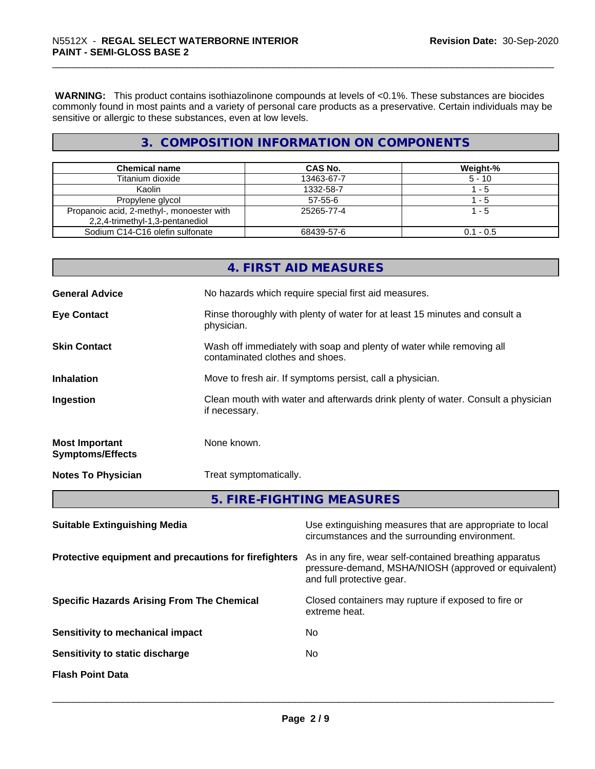**WARNING:** This product contains isothiazolinone compounds at levels of <0.1%. These substances are biocides commonly found in most paints and a variety of personal care products as a preservative. Certain individuals may be sensitive or allergic to these substances, even at low levels.

## 3. COMPOSITION INFORMATION ON COMPONENTS

| Chemical name | CAS No. | Weight-% |
|---|---|---|
| Titanium dioxide | 13463-67-7 | 5 - 10 |
| Kaolin | 1332-58-7 | 1 - 5 |
| Propylene glycol | 57-55-6 | 1 - 5 |
| Propanoic acid, 2-methyl-, monoester with 2,2,4-trimethyl-1,3-pentanediol | 25265-77-4 | 1 - 5 |
| Sodium C14-C16 olefin sulfonate | 68439-57-6 | 0.1 - 0.5 |

## 4. FIRST AID MEASURES

**General Advice**
No hazards which require special first aid measures.

**Eye Contact**
Rinse thoroughly with plenty of water for at least 15 minutes and consult a physician.

**Skin Contact**
Wash off immediately with soap and plenty of water while removing all contaminated clothes and shoes.

**Inhalation**
Move to fresh air. If symptoms persist, call a physician.

**Ingestion**
Clean mouth with water and afterwards drink plenty of water. Consult a physician if necessary.

**Most Important Symptoms/Effects**
None known.

**Notes To Physician**
Treat symptomatically.

## 5. FIRE-FIGHTING MEASURES

**Suitable Extinguishing Media**
Use extinguishing measures that are appropriate to local circumstances and the surrounding environment.

**Protective equipment and precautions for firefighters**
As in any fire, wear self-contained breathing apparatus pressure-demand, MSHA/NIOSH (approved or equivalent) and full protective gear.

**Specific Hazards Arising From The Chemical**
Closed containers may rupture if exposed to fire or extreme heat.

**Sensitivity to mechanical impact**
No

**Sensitivity to static discharge**
No

**Flash Point Data**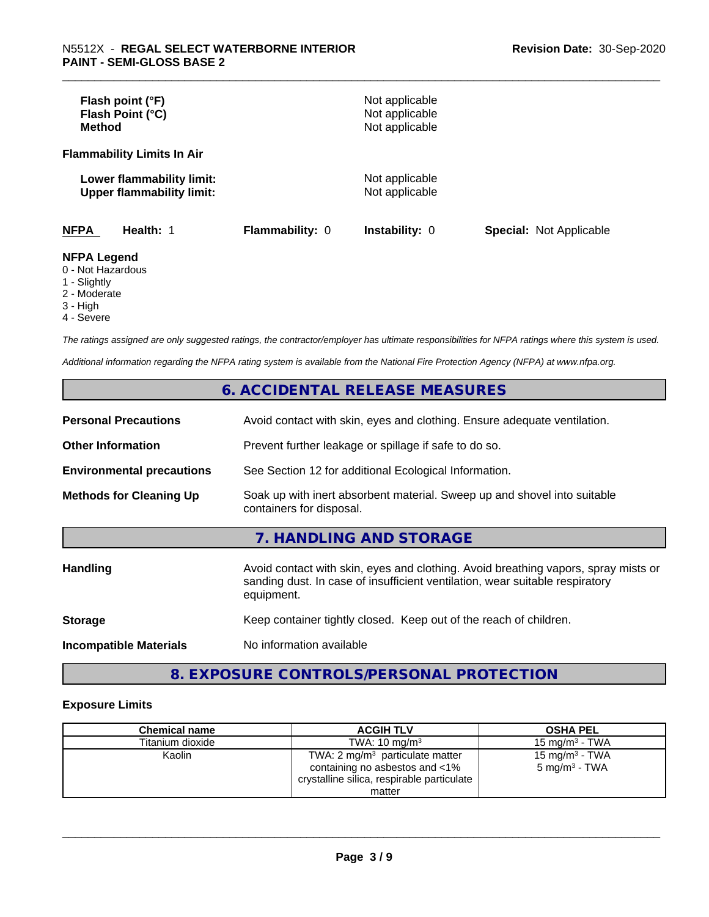| | |
|---|---|
| **Flash point (°F)** | Not applicable |
| **Flash Point (°C)** | Not applicable |
| **Method** | Not applicable |

**Flammability Limits In Air**

| | |
|---|---|
| **Lower flammability limit:** | Not applicable |
| **Upper flammability limit:** | Not applicable |

**NFPA** **Health:** 1 **Flammability:** 0 **Instability:** 0 **Special:** Not Applicable

**NFPA Legend**
- 0 - Not Hazardous
- 1 - Slightly
- 2 - Moderate
- 3 - High
- 4 - Severe

*The ratings assigned are only suggested ratings, the contractor/employer has ultimate responsibilities for NFPA ratings where this system is used.*

*Additional information regarding the NFPA rating system is available from the National Fire Protection Agency (NFPA) at www.nfpa.org.*

## 6. ACCIDENTAL RELEASE MEASURES

| | |
|---|---|
| **Personal Precautions** | Avoid contact with skin, eyes and clothing. Ensure adequate ventilation. |
| **Other Information** | Prevent further leakage or spillage if safe to do so. |
| **Environmental precautions** | See Section 12 for additional Ecological Information. |
| **Methods for Cleaning Up** | Soak up with inert absorbent material. Sweep up and shovel into suitable containers for disposal. |

## 7. HANDLING AND STORAGE

| | |
|---|---|
| **Handling** | Avoid contact with skin, eyes and clothing. Avoid breathing vapors, spray mists or sanding dust. In case of insufficient ventilation, wear suitable respiratory equipment. |
| **Storage** | Keep container tightly closed. Keep out of the reach of children. |
| **Incompatible Materials** | No information available |

## 8. EXPOSURE CONTROLS/PERSONAL PROTECTION

### Exposure Limits

| Chemical name | ACGIH TLV | OSHA PEL |
|---|---|---|
| Titanium dioxide | TWA: 10 mg/m³ | 15 mg/m³ - TWA |
| Kaolin | TWA: 2 mg/m³ particulate matter containing no asbestos and <1% crystalline silica, respirable particulate matter | 15 mg/m³ - TWA<br>5 mg/m³ - TWA |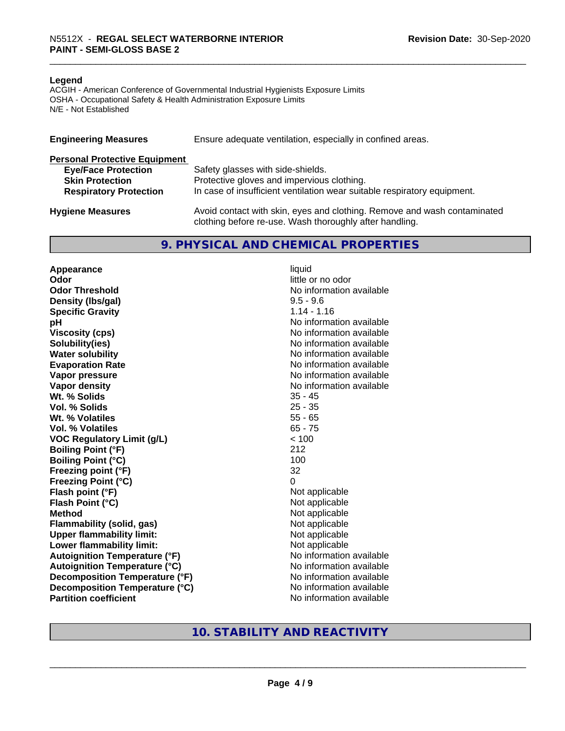**Legend**
ACGIH - American Conference of Governmental Industrial Hygienists Exposure Limits
OSHA - Occupational Safety & Health Administration Exposure Limits
N/E - Not Established

**Engineering Measures** Ensure adequate ventilation, especially in confined areas.

**Personal Protective Equipment**

| | |
|---|---|
| **Eye/Face Protection** | Safety glasses with side-shields. |
| **Skin Protection** | Protective gloves and impervious clothing. |
| **Respiratory Protection** | In case of insufficient ventilation wear suitable respiratory equipment. |

**Hygiene Measures** Avoid contact with skin, eyes and clothing. Remove and wash contaminated clothing before re-use. Wash thoroughly after handling.

## 9. PHYSICAL AND CHEMICAL PROPERTIES

| | |
|---|---|
| **Appearance** | liquid |
| **Odor** | little or no odor |
| **Odor Threshold** | No information available |
| **Density (lbs/gal)** | 9.5 - 9.6 |
| **Specific Gravity** | 1.14 - 1.16 |
| **pH** | No information available |
| **Viscosity (cps)** | No information available |
| **Solubility(ies)** | No information available |
| **Water solubility** | No information available |
| **Evaporation Rate** | No information available |
| **Vapor pressure** | No information available |
| **Vapor density** | No information available |
| **Wt. % Solids** | 35 - 45 |
| **Vol. % Solids** | 25 - 35 |
| **Wt. % Volatiles** | 55 - 65 |
| **Vol. % Volatiles** | 65 - 75 |
| **VOC Regulatory Limit (g/L)** | < 100 |
| **Boiling Point (°F)** | 212 |
| **Boiling Point (°C)** | 100 |
| **Freezing point (°F)** | 32 |
| **Freezing Point (°C)** | 0 |
| **Flash point (°F)** | Not applicable |
| **Flash Point (°C)** | Not applicable |
| **Method** | Not applicable |
| **Flammability (solid, gas)** | Not applicable |
| **Upper flammability limit:** | Not applicable |
| **Lower flammability limit:** | Not applicable |
| **Autoignition Temperature (°F)** | No information available |
| **Autoignition Temperature (°C)** | No information available |
| **Decomposition Temperature (°F)** | No information available |
| **Decomposition Temperature (°C)** | No information available |
| **Partition coefficient** | No information available |

## 10. STABILITY AND REACTIVITY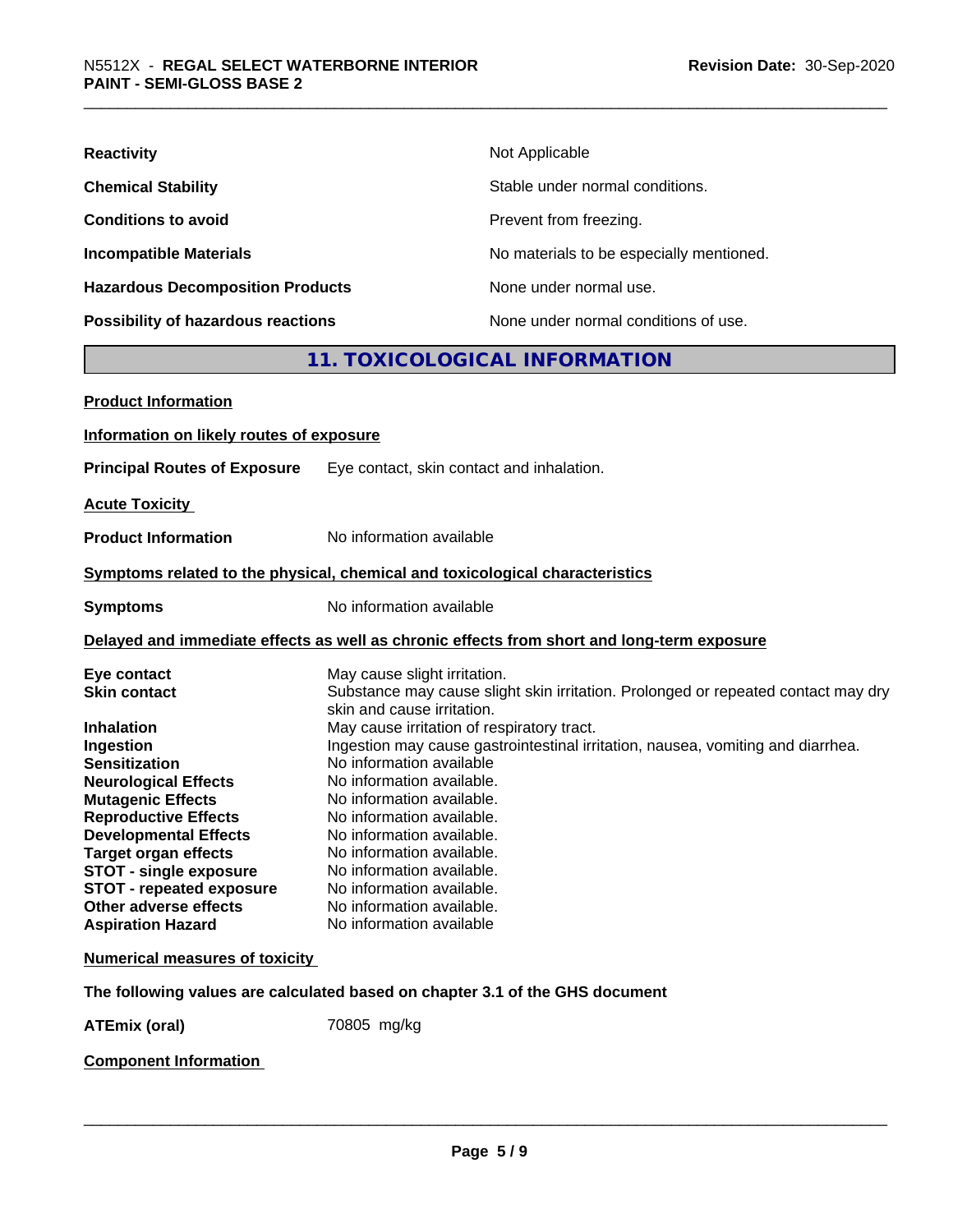| | |
|---|---|
| **Reactivity** | Not Applicable |
| **Chemical Stability** | Stable under normal conditions. |
| **Conditions to avoid** | Prevent from freezing. |
| **Incompatible Materials** | No materials to be especially mentioned. |
| **Hazardous Decomposition Products** | None under normal use. |
| **Possibility of hazardous reactions** | None under normal conditions of use. |

## 11. TOXICOLOGICAL INFORMATION

**Product Information**

**Information on likely routes of exposure**

**Principal Routes of Exposure** Eye contact, skin contact and inhalation.

**Acute Toxicity**

**Product Information** No information available

**Symptoms related to the physical, chemical and toxicological characteristics**

**Symptoms** No information available

**Delayed and immediate effects as well as chronic effects from short and long-term exposure**

| | |
|---|---|
| **Eye contact** | May cause slight irritation. |
| **Skin contact** | Substance may cause slight skin irritation. Prolonged or repeated contact may dry skin and cause irritation. |
| **Inhalation** | May cause irritation of respiratory tract. |
| **Ingestion** | Ingestion may cause gastrointestinal irritation, nausea, vomiting and diarrhea. |
| **Sensitization** | No information available |
| **Neurological Effects** | No information available. |
| **Mutagenic Effects** | No information available. |
| **Reproductive Effects** | No information available. |
| **Developmental Effects** | No information available. |
| **Target organ effects** | No information available. |
| **STOT - single exposure** | No information available. |
| **STOT - repeated exposure** | No information available. |
| **Other adverse effects** | No information available. |
| **Aspiration Hazard** | No information available |

**Numerical measures of toxicity**

**The following values are calculated based on chapter 3.1 of the GHS document**

**ATEmix (oral)** 70805 mg/kg

**Component Information**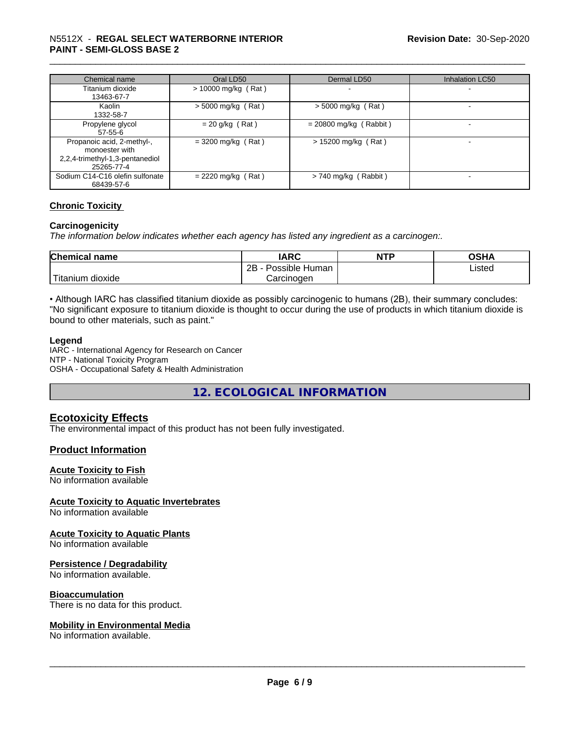| Chemical name | Oral LD50 | Dermal LD50 | Inhalation LC50 |
|---|---|---|---|
| Titanium dioxide<br>13463-67-7 | > 10000 mg/kg ( Rat ) | - | - |
| Kaolin<br>1332-58-7 | > 5000 mg/kg ( Rat ) | > 5000 mg/kg ( Rat ) | - |
| Propylene glycol<br>57-55-6 | = 20 g/kg ( Rat ) | = 20800 mg/kg ( Rabbit ) | - |
| Propanoic acid, 2-methyl-, monoester with 2,2,4-trimethyl-1,3-pentanediol<br>25265-77-4 | = 3200 mg/kg ( Rat ) | > 15200 mg/kg ( Rat ) | - |
| Sodium C14-C16 olefin sulfonate<br>68439-57-6 | = 2220 mg/kg ( Rat ) | > 740 mg/kg ( Rabbit ) | - |

## Chronic Toxicity

### Carcinogenicity

*The information below indicates whether each agency has listed any ingredient as a carcinogen:.*

| Chemical name | IARC | NTP | OSHA |
|---|---|---|---|
| Titanium dioxide | 2B - Possible Human Carcinogen | | Listed |

• Although IARC has classified titanium dioxide as possibly carcinogenic to humans (2B), their summary concludes: "No significant exposure to titanium dioxide is thought to occur during the use of products in which titanium dioxide is bound to other materials, such as paint."

**Legend**

IARC - International Agency for Research on Cancer
NTP - National Toxicity Program
OSHA - Occupational Safety & Health Administration

# 12. ECOLOGICAL INFORMATION

## Ecotoxicity Effects

The environmental impact of this product has not been fully investigated.

## Product Information

### Acute Toxicity to Fish

No information available

### Acute Toxicity to Aquatic Invertebrates

No information available

### Acute Toxicity to Aquatic Plants

No information available

### Persistence / Degradability

No information available.

### Bioaccumulation

There is no data for this product.

### Mobility in Environmental Media

No information available.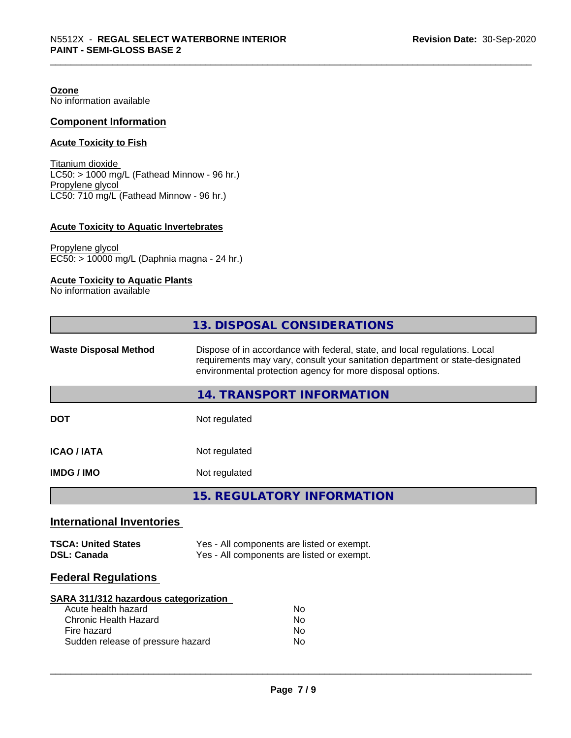**Ozone**
No information available

## Component Information

**Acute Toxicity to Fish**

Titanium dioxide
LC50: > 1000 mg/L (Fathead Minnow - 96 hr.)
Propylene glycol
LC50: 710 mg/L (Fathead Minnow - 96 hr.)

**Acute Toxicity to Aquatic Invertebrates**

Propylene glycol
EC50: > 10000 mg/L (Daphnia magna - 24 hr.)

**Acute Toxicity to Aquatic Plants**
No information available

## 13. DISPOSAL CONSIDERATIONS

**Waste Disposal Method** — Dispose of in accordance with federal, state, and local regulations. Local requirements may vary, consult your sanitation department or state-designated environmental protection agency for more disposal options.

## 14. TRANSPORT INFORMATION

| | |
|---|---|
| **DOT** | Not regulated |
| **ICAO / IATA** | Not regulated |
| **IMDG / IMO** | Not regulated |

## 15. REGULATORY INFORMATION

### International Inventories

| | |
|---|---|
| **TSCA: United States** | Yes - All components are listed or exempt. |
| **DSL: Canada** | Yes - All components are listed or exempt. |

### Federal Regulations

**SARA 311/312 hazardous categorization**

| | |
|---|---|
| Acute health hazard | No |
| Chronic Health Hazard | No |
| Fire hazard | No |
| Sudden release of pressure hazard | No |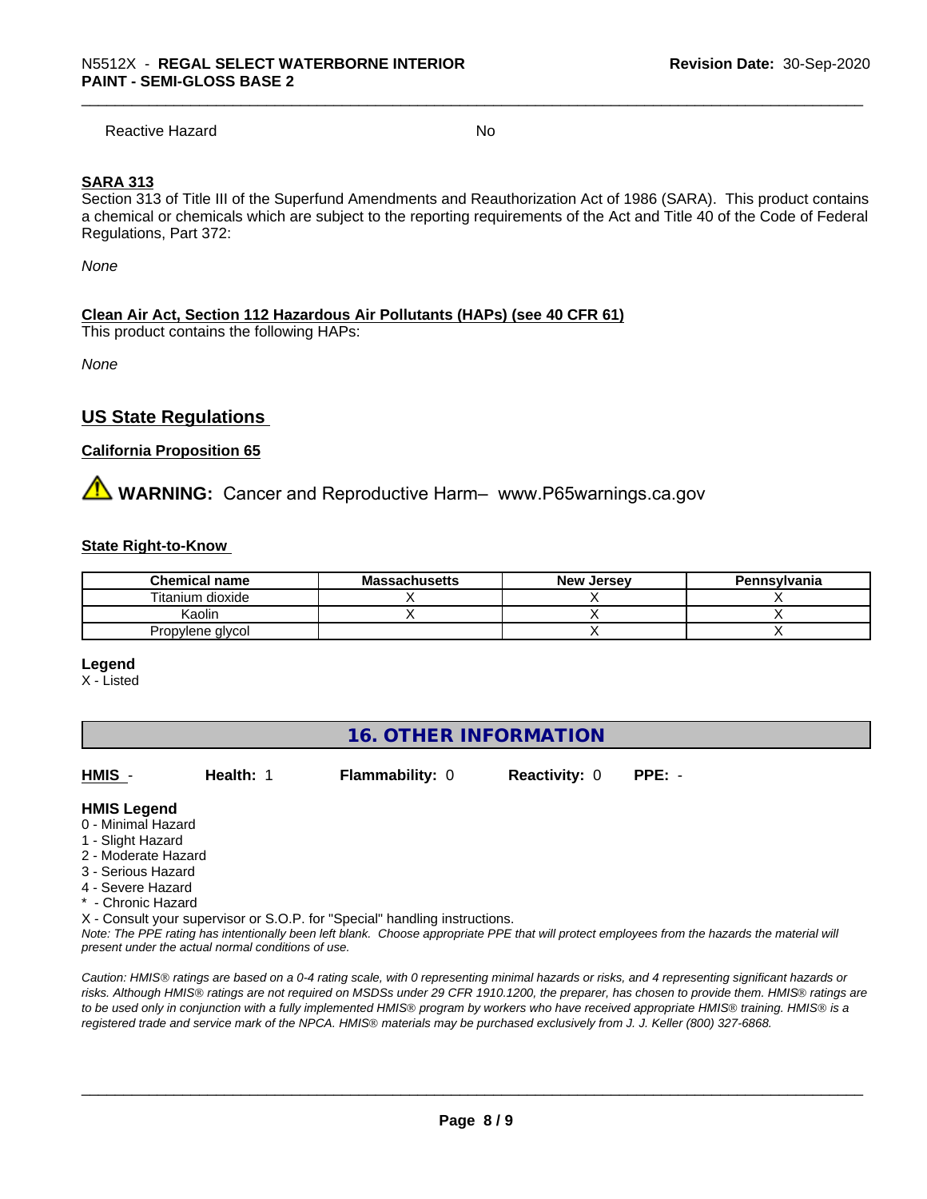Reactive Hazard No

**SARA 313**

Section 313 of Title III of the Superfund Amendments and Reauthorization Act of 1986 (SARA). This product contains a chemical or chemicals which are subject to the reporting requirements of the Act and Title 40 of the Code of Federal Regulations, Part 372:

*None*

**Clean Air Act, Section 112 Hazardous Air Pollutants (HAPs) (see 40 CFR 61)**

This product contains the following HAPs:

*None*

## US State Regulations

**California Proposition 65**

**WARNING:** Cancer and Reproductive Harm– www.P65warnings.ca.gov

**State Right-to-Know**

| Chemical name | Massachusetts | New Jersey | Pennsylvania |
| --- | --- | --- | --- |
| Titanium dioxide | X | X | X |
| Kaolin | X | X | X |
| Propylene glycol | | X | X |

**Legend**

X - Listed

## 16. OTHER INFORMATION

**HMIS** - **Health:** 1 **Flammability:** 0 **Reactivity:** 0 **PPE:** -

**HMIS Legend**

0 - Minimal Hazard
1 - Slight Hazard
2 - Moderate Hazard
3 - Serious Hazard
4 - Severe Hazard
* - Chronic Hazard
X - Consult your supervisor or S.O.P. for "Special" handling instructions.

*Note: The PPE rating has intentionally been left blank. Choose appropriate PPE that will protect employees from the hazards the material will present under the actual normal conditions of use.*

*Caution: HMIS® ratings are based on a 0-4 rating scale, with 0 representing minimal hazards or risks, and 4 representing significant hazards or risks. Although HMIS® ratings are not required on MSDSs under 29 CFR 1910.1200, the preparer, has chosen to provide them. HMIS® ratings are to be used only in conjunction with a fully implemented HMIS® program by workers who have received appropriate HMIS® training. HMIS® is a registered trade and service mark of the NPCA. HMIS® materials may be purchased exclusively from J. J. Keller (800) 327-6868.*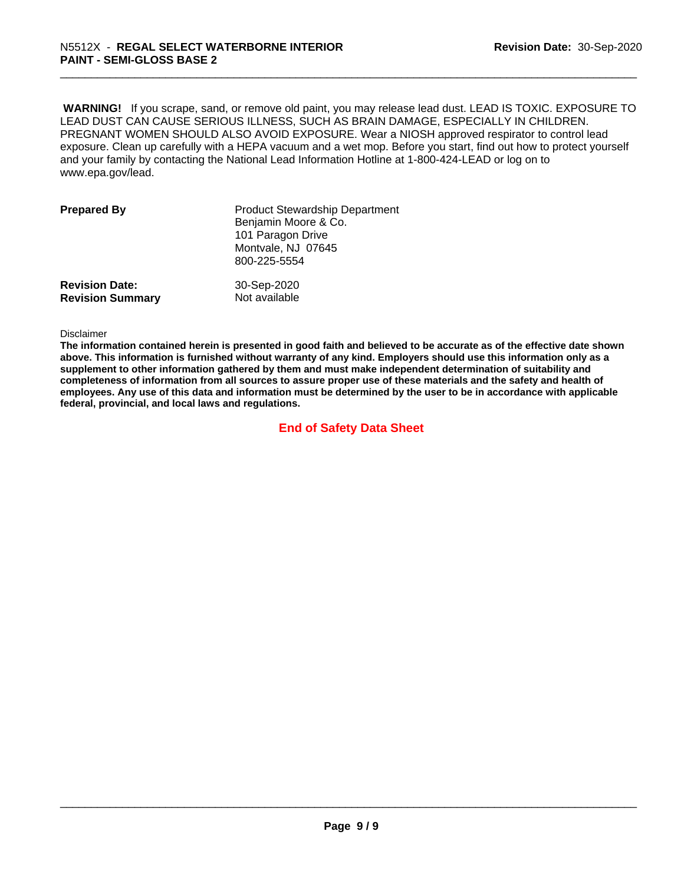**WARNING!** If you scrape, sand, or remove old paint, you may release lead dust. LEAD IS TOXIC. EXPOSURE TO LEAD DUST CAN CAUSE SERIOUS ILLNESS, SUCH AS BRAIN DAMAGE, ESPECIALLY IN CHILDREN. PREGNANT WOMEN SHOULD ALSO AVOID EXPOSURE. Wear a NIOSH approved respirator to control lead exposure. Clean up carefully with a HEPA vacuum and a wet mop. Before you start, find out how to protect yourself and your family by contacting the National Lead Information Hotline at 1-800-424-LEAD or log on to www.epa.gov/lead.

| | |
|---|---|
| **Prepared By** | Product Stewardship Department<br>Benjamin Moore & Co.<br>101 Paragon Drive<br>Montvale, NJ 07645<br>800-225-5554 |
| **Revision Date:** | 30-Sep-2020 |
| **Revision Summary** | Not available |

Disclaimer

**The information contained herein is presented in good faith and believed to be accurate as of the effective date shown above. This information is furnished without warranty of any kind. Employers should use this information only as a supplement to other information gathered by them and must make independent determination of suitability and completeness of information from all sources to assure proper use of these materials and the safety and health of employees. Any use of this data and information must be determined by the user to be in accordance with applicable federal, provincial, and local laws and regulations.**

**End of Safety Data Sheet**